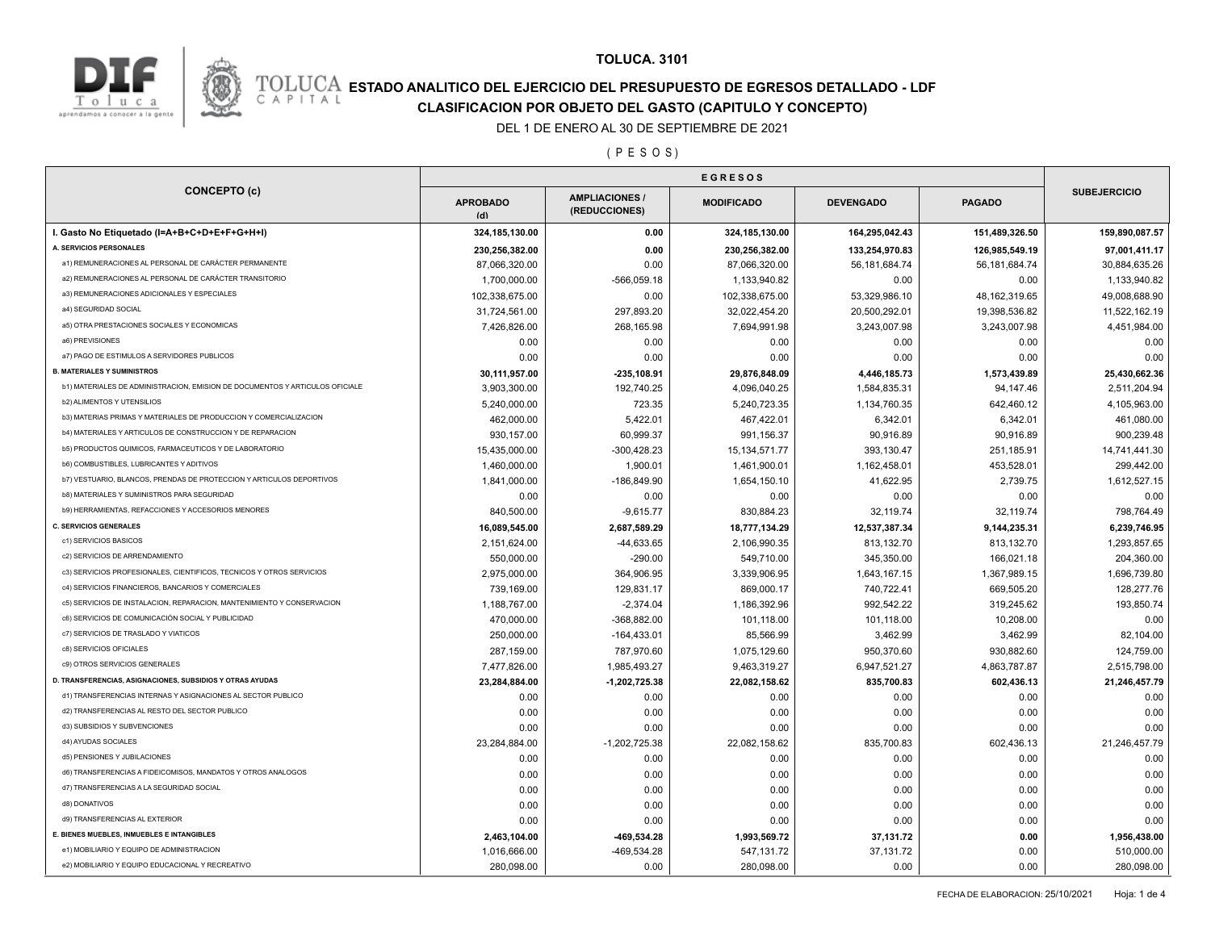# TOLUCA. 3101

## ESTADO ANALITICO DEL EJERCICIO DEL PRESUPUESTO DE EGRESOS DETALLADO - LDF

## CLASIFICACION POR OBJETO DEL GASTO (CAPITULO Y CONCEPTO)

DEL 1 DE ENERO AL 30 DE SEPTIEMBRE DE 2021

( P E S O S )

| CONCEPTO (c) | EGRESOS | | | | | SUBEJERCICIO |
|---|---|---|---|---|---|---|
| | APROBADO (d) | AMPLIACIONES / (REDUCCIONES) | MODIFICADO | DEVENGADO | PAGADO | |
| **I. Gasto No Etiquetado (I=A+B+C+D+E+F+G+H+I)** | **324,185,130.00** | **0.00** | **324,185,130.00** | **164,295,042.43** | **151,489,326.50** | **159,890,087.57** |
| **A. SERVICIOS PERSONALES** | **230,256,382.00** | **0.00** | **230,256,382.00** | **133,254,970.83** | **126,985,549.19** | **97,001,411.17** |
| a1) REMUNERACIONES AL PERSONAL DE CARÁCTER PERMANENTE | 87,066,320.00 | 0.00 | 87,066,320.00 | 56,181,684.74 | 56,181,684.74 | 30,884,635.26 |
| a2) REMUNERACIONES AL PERSONAL DE CARÁCTER TRANSITORIO | 1,700,000.00 | -566,059.18 | 1,133,940.82 | 0.00 | 0.00 | 1,133,940.82 |
| a3) REMUNERACIONES ADICIONALES Y ESPECIALES | 102,338,675.00 | 0.00 | 102,338,675.00 | 53,329,986.10 | 48,162,319.65 | 49,008,688.90 |
| a4) SEGURIDAD SOCIAL | 31,724,561.00 | 297,893.20 | 32,022,454.20 | 20,500,292.01 | 19,398,536.82 | 11,522,162.19 |
| a5) OTRA PRESTACIONES SOCIALES Y ECONOMICAS | 7,426,826.00 | 268,165.98 | 7,694,991.98 | 3,243,007.98 | 3,243,007.98 | 4,451,984.00 |
| a6) PREVISIONES | 0.00 | 0.00 | 0.00 | 0.00 | 0.00 | 0.00 |
| a7) PAGO DE ESTIMULOS A SERVIDORES PUBLICOS | 0.00 | 0.00 | 0.00 | 0.00 | 0.00 | 0.00 |
| **B. MATERIALES Y SUMINISTROS** | **30,111,957.00** | **-235,108.91** | **29,876,848.09** | **4,446,185.73** | **1,573,439.89** | **25,430,662.36** |
| b1) MATERIALES DE ADMINISTRACION, EMISION DE DOCUMENTOS Y ARTICULOS OFICIALE | 3,903,300.00 | 192,740.25 | 4,096,040.25 | 1,584,835.31 | 94,147.46 | 2,511,204.94 |
| b2) ALIMENTOS Y UTENSILIOS | 5,240,000.00 | 723.35 | 5,240,723.35 | 1,134,760.35 | 642,460.12 | 4,105,963.00 |
| b3) MATERIAS PRIMAS Y MATERIALES DE PRODUCCION Y COMERCIALIZACION | 462,000.00 | 5,422.01 | 467,422.01 | 6,342.01 | 6,342.01 | 461,080.00 |
| b4) MATERIALES Y ARTICULOS DE CONSTRUCCION Y DE REPARACION | 930,157.00 | 60,999.37 | 991,156.37 | 90,916.89 | 90,916.89 | 900,239.48 |
| b5) PRODUCTOS QUIMICOS, FARMACEUTICOS Y DE LABORATORIO | 15,435,000.00 | -300,428.23 | 15,134,571.77 | 393,130.47 | 251,185.91 | 14,741,441.30 |
| b6) COMBUSTIBLES, LUBRICANTES Y ADITIVOS | 1,460,000.00 | 1,900.01 | 1,461,900.01 | 1,162,458.01 | 453,528.01 | 299,442.00 |
| b7) VESTUARIO, BLANCOS, PRENDAS DE PROTECCION Y ARTICULOS DEPORTIVOS | 1,841,000.00 | -186,849.90 | 1,654,150.10 | 41,622.95 | 2,739.75 | 1,612,527.15 |
| b8) MATERIALES Y SUMINISTROS PARA SEGURIDAD | 0.00 | 0.00 | 0.00 | 0.00 | 0.00 | 0.00 |
| b9) HERRAMIENTAS, REFACCIONES Y ACCESORIOS MENORES | 840,500.00 | -9,615.77 | 830,884.23 | 32,119.74 | 32,119.74 | 798,764.49 |
| **C. SERVICIOS GENERALES** | **16,089,545.00** | **2,687,589.29** | **18,777,134.29** | **12,537,387.34** | **9,144,235.31** | **6,239,746.95** |
| c1) SERVICIOS BASICOS | 2,151,624.00 | -44,633.65 | 2,106,990.35 | 813,132.70 | 813,132.70 | 1,293,857.65 |
| c2) SERVICIOS DE ARRENDAMIENTO | 550,000.00 | -290.00 | 549,710.00 | 345,350.00 | 166,021.18 | 204,360.00 |
| c3) SERVICIOS PROFESIONALES, CIENTIFICOS, TECNICOS Y OTROS SERVICIOS | 2,975,000.00 | 364,906.95 | 3,339,906.95 | 1,643,167.15 | 1,367,989.15 | 1,696,739.80 |
| c4) SERVICIOS FINANCIEROS, BANCARIOS Y COMERCIALES | 739,169.00 | 129,831.17 | 869,000.17 | 740,722.41 | 669,505.20 | 128,277.76 |
| c5) SERVICIOS DE INSTALACION, REPARACION, MANTENIMIENTO Y CONSERVACION | 1,188,767.00 | -2,374.04 | 1,186,392.96 | 992,542.22 | 319,245.62 | 193,850.74 |
| c6) SERVICIOS DE COMUNICACIÓN SOCIAL Y PUBLICIDAD | 470,000.00 | -368,882.00 | 101,118.00 | 101,118.00 | 10,208.00 | 0.00 |
| c7) SERVICIOS DE TRASLADO Y VIATICOS | 250,000.00 | -164,433.01 | 85,566.99 | 3,462.99 | 3,462.99 | 82,104.00 |
| c8) SERVICIOS OFICIALES | 287,159.00 | 787,970.60 | 1,075,129.60 | 950,370.60 | 930,882.60 | 124,759.00 |
| c9) OTROS SERVICIOS GENERALES | 7,477,826.00 | 1,985,493.27 | 9,463,319.27 | 6,947,521.27 | 4,863,787.87 | 2,515,798.00 |
| **D. TRANSFERENCIAS, ASIGNACIONES, SUBSIDIOS Y OTRAS AYUDAS** | **23,284,884.00** | **-1,202,725.38** | **22,082,158.62** | **835,700.83** | **602,436.13** | **21,246,457.79** |
| d1) TRANSFERENCIAS INTERNAS Y ASIGNACIONES AL SECTOR PUBLICO | 0.00 | 0.00 | 0.00 | 0.00 | 0.00 | 0.00 |
| d2) TRANSFERENCIAS AL RESTO DEL SECTOR PUBLICO | 0.00 | 0.00 | 0.00 | 0.00 | 0.00 | 0.00 |
| d3) SUBSIDIOS Y SUBVENCIONES | 0.00 | 0.00 | 0.00 | 0.00 | 0.00 | 0.00 |
| d4) AYUDAS SOCIALES | 23,284,884.00 | -1,202,725.38 | 22,082,158.62 | 835,700.83 | 602,436.13 | 21,246,457.79 |
| d5) PENSIONES Y JUBILACIONES | 0.00 | 0.00 | 0.00 | 0.00 | 0.00 | 0.00 |
| d6) TRANSFERENCIAS A FIDEICOMISOS, MANDATOS Y OTROS ANALOGOS | 0.00 | 0.00 | 0.00 | 0.00 | 0.00 | 0.00 |
| d7) TRANSFERENCIAS A LA SEGURIDAD SOCIAL | 0.00 | 0.00 | 0.00 | 0.00 | 0.00 | 0.00 |
| d8) DONATIVOS | 0.00 | 0.00 | 0.00 | 0.00 | 0.00 | 0.00 |
| d9) TRANSFERENCIAS AL EXTERIOR | 0.00 | 0.00 | 0.00 | 0.00 | 0.00 | 0.00 |
| **E. BIENES MUEBLES, INMUEBLES E INTANGIBLES** | **2,463,104.00** | **-469,534.28** | **1,993,569.72** | **37,131.72** | **0.00** | **1,956,438.00** |
| e1) MOBILIARIO Y EQUIPO DE ADMINISTRACION | 1,016,666.00 | -469,534.28 | 547,131.72 | 37,131.72 | 0.00 | 510,000.00 |
| e2) MOBILIARIO Y EQUIPO EDUCACIONAL Y RECREATIVO | 280,098.00 | 0.00 | 280,098.00 | 0.00 | 0.00 | 280,098.00 |

FECHA DE ELABORACION: 25/10/2021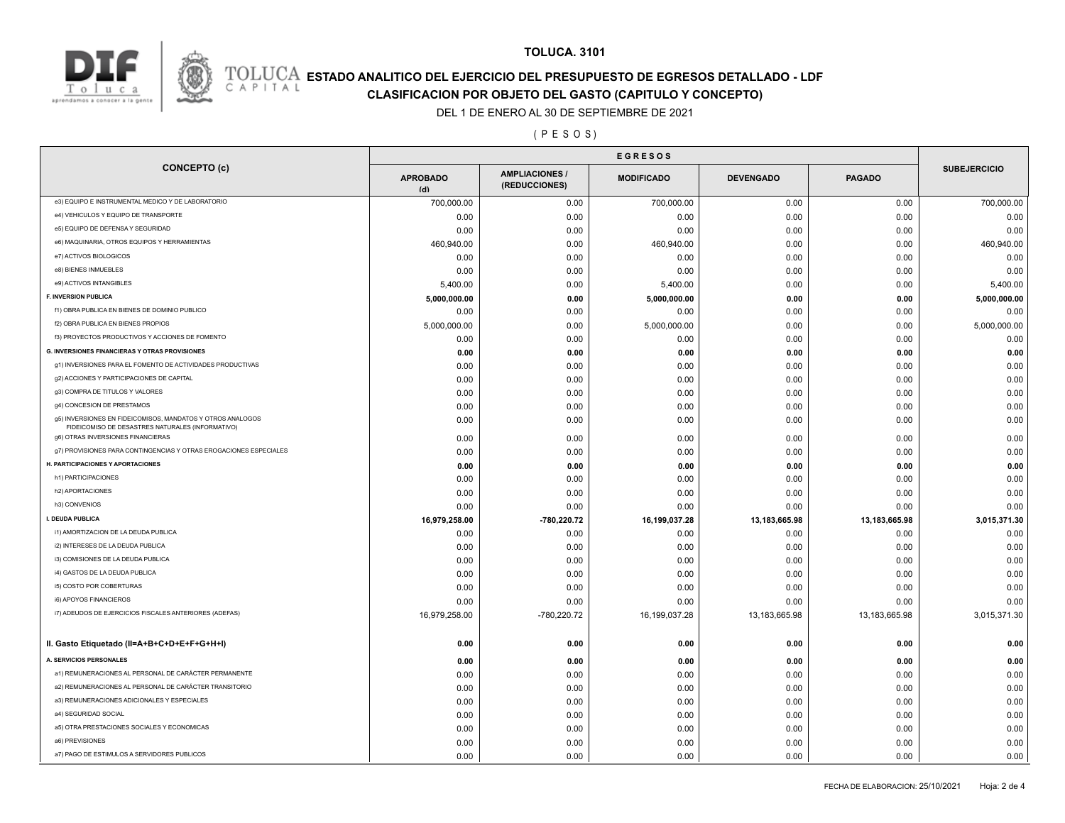# TOLUCA. 3101

## ESTADO ANALITICO DEL EJERCICIO DEL PRESUPUESTO DE EGRESOS DETALLADO - LDF

## CLASIFICACION POR OBJETO DEL GASTO (CAPITULO Y CONCEPTO)

DEL 1 DE ENERO AL 30 DE SEPTIEMBRE DE 2021

( P E S O S )

| CONCEPTO (c) | EGRESOS | | | | | SUBEJERCICIO |
|---|---|---|---|---|---|---|
| | APROBADO (d) | AMPLIACIONES / (REDUCCIONES) | MODIFICADO | DEVENGADO | PAGADO | |
| e3) EQUIPO E INSTRUMENTAL MEDICO Y DE LABORATORIO | 700,000.00 | 0.00 | 700,000.00 | 0.00 | 0.00 | 700,000.00 |
| e4) VEHICULOS Y EQUIPO DE TRANSPORTE | 0.00 | 0.00 | 0.00 | 0.00 | 0.00 | 0.00 |
| e5) EQUIPO DE DEFENSA Y SEGURIDAD | 0.00 | 0.00 | 0.00 | 0.00 | 0.00 | 0.00 |
| e6) MAQUINARIA, OTROS EQUIPOS Y HERRAMIENTAS | 460,940.00 | 0.00 | 460,940.00 | 0.00 | 0.00 | 460,940.00 |
| e7) ACTIVOS BIOLOGICOS | 0.00 | 0.00 | 0.00 | 0.00 | 0.00 | 0.00 |
| e8) BIENES INMUEBLES | 0.00 | 0.00 | 0.00 | 0.00 | 0.00 | 0.00 |
| e9) ACTIVOS INTANGIBLES | 5,400.00 | 0.00 | 5,400.00 | 0.00 | 0.00 | 5,400.00 |
| **F. INVERSION PUBLICA** | **5,000,000.00** | **0.00** | **5,000,000.00** | **0.00** | **0.00** | **5,000,000.00** |
| f1) OBRA PUBLICA EN BIENES DE DOMINIO PUBLICO | 0.00 | 0.00 | 0.00 | 0.00 | 0.00 | 0.00 |
| f2) OBRA PUBLICA EN BIENES PROPIOS | 5,000,000.00 | 0.00 | 5,000,000.00 | 0.00 | 0.00 | 5,000,000.00 |
| f3) PROYECTOS PRODUCTIVOS Y ACCIONES DE FOMENTO | 0.00 | 0.00 | 0.00 | 0.00 | 0.00 | 0.00 |
| **G. INVERSIONES FINANCIERAS Y OTRAS PROVISIONES** | **0.00** | **0.00** | **0.00** | **0.00** | **0.00** | **0.00** |
| g1) INVERSIONES PARA EL FOMENTO DE ACTIVIDADES PRODUCTIVAS | 0.00 | 0.00 | 0.00 | 0.00 | 0.00 | 0.00 |
| g2) ACCIONES Y PARTICIPACIONES DE CAPITAL | 0.00 | 0.00 | 0.00 | 0.00 | 0.00 | 0.00 |
| g3) COMPRA DE TITULOS Y VALORES | 0.00 | 0.00 | 0.00 | 0.00 | 0.00 | 0.00 |
| g4) CONCESION DE PRESTAMOS | 0.00 | 0.00 | 0.00 | 0.00 | 0.00 | 0.00 |
| g5) INVERSIONES EN FIDEICOMISOS, MANDATOS Y OTROS ANALOGOS FIDEICOMISO DE DESASTRES NATURALES (INFORMATIVO) | 0.00 | 0.00 | 0.00 | 0.00 | 0.00 | 0.00 |
| g6) OTRAS INVERSIONES FINANCIERAS | 0.00 | 0.00 | 0.00 | 0.00 | 0.00 | 0.00 |
| g7) PROVISIONES PARA CONTINGENCIAS Y OTRAS EROGACIONES ESPECIALES | 0.00 | 0.00 | 0.00 | 0.00 | 0.00 | 0.00 |
| **H. PARTICIPACIONES Y APORTACIONES** | **0.00** | **0.00** | **0.00** | **0.00** | **0.00** | **0.00** |
| h1) PARTICIPACIONES | 0.00 | 0.00 | 0.00 | 0.00 | 0.00 | 0.00 |
| h2) APORTACIONES | 0.00 | 0.00 | 0.00 | 0.00 | 0.00 | 0.00 |
| h3) CONVENIOS | 0.00 | 0.00 | 0.00 | 0.00 | 0.00 | 0.00 |
| **I. DEUDA PUBLICA** | **16,979,258.00** | **-780,220.72** | **16,199,037.28** | **13,183,665.98** | **13,183,665.98** | **3,015,371.30** |
| i1) AMORTIZACION DE LA DEUDA PUBLICA | 0.00 | 0.00 | 0.00 | 0.00 | 0.00 | 0.00 |
| i2) INTERESES DE LA DEUDA PUBLICA | 0.00 | 0.00 | 0.00 | 0.00 | 0.00 | 0.00 |
| i3) COMISIONES DE LA DEUDA PUBLICA | 0.00 | 0.00 | 0.00 | 0.00 | 0.00 | 0.00 |
| i4) GASTOS DE LA DEUDA PUBLICA | 0.00 | 0.00 | 0.00 | 0.00 | 0.00 | 0.00 |
| i5) COSTO POR COBERTURAS | 0.00 | 0.00 | 0.00 | 0.00 | 0.00 | 0.00 |
| i6) APOYOS FINANCIEROS | 0.00 | 0.00 | 0.00 | 0.00 | 0.00 | 0.00 |
| i7) ADEUDOS DE EJERCICIOS FISCALES ANTERIORES (ADEFAS) | 16,979,258.00 | -780,220.72 | 16,199,037.28 | 13,183,665.98 | 13,183,665.98 | 3,015,371.30 |
| **II. Gasto Etiquetado (II=A+B+C+D+E+F+G+H+I)** | **0.00** | **0.00** | **0.00** | **0.00** | **0.00** | **0.00** |
| **A. SERVICIOS PERSONALES** | **0.00** | **0.00** | **0.00** | **0.00** | **0.00** | **0.00** |
| a1) REMUNERACIONES AL PERSONAL DE CARÁCTER PERMANENTE | 0.00 | 0.00 | 0.00 | 0.00 | 0.00 | 0.00 |
| a2) REMUNERACIONES AL PERSONAL DE CARÁCTER TRANSITORIO | 0.00 | 0.00 | 0.00 | 0.00 | 0.00 | 0.00 |
| a3) REMUNERACIONES ADICIONALES Y ESPECIALES | 0.00 | 0.00 | 0.00 | 0.00 | 0.00 | 0.00 |
| a4) SEGURIDAD SOCIAL | 0.00 | 0.00 | 0.00 | 0.00 | 0.00 | 0.00 |
| a5) OTRA PRESTACIONES SOCIALES Y ECONOMICAS | 0.00 | 0.00 | 0.00 | 0.00 | 0.00 | 0.00 |
| a6) PREVISIONES | 0.00 | 0.00 | 0.00 | 0.00 | 0.00 | 0.00 |
| a7) PAGO DE ESTIMULOS A SERVIDORES PUBLICOS | 0.00 | 0.00 | 0.00 | 0.00 | 0.00 | 0.00 |

FECHA DE ELABORACION: 25/10/2021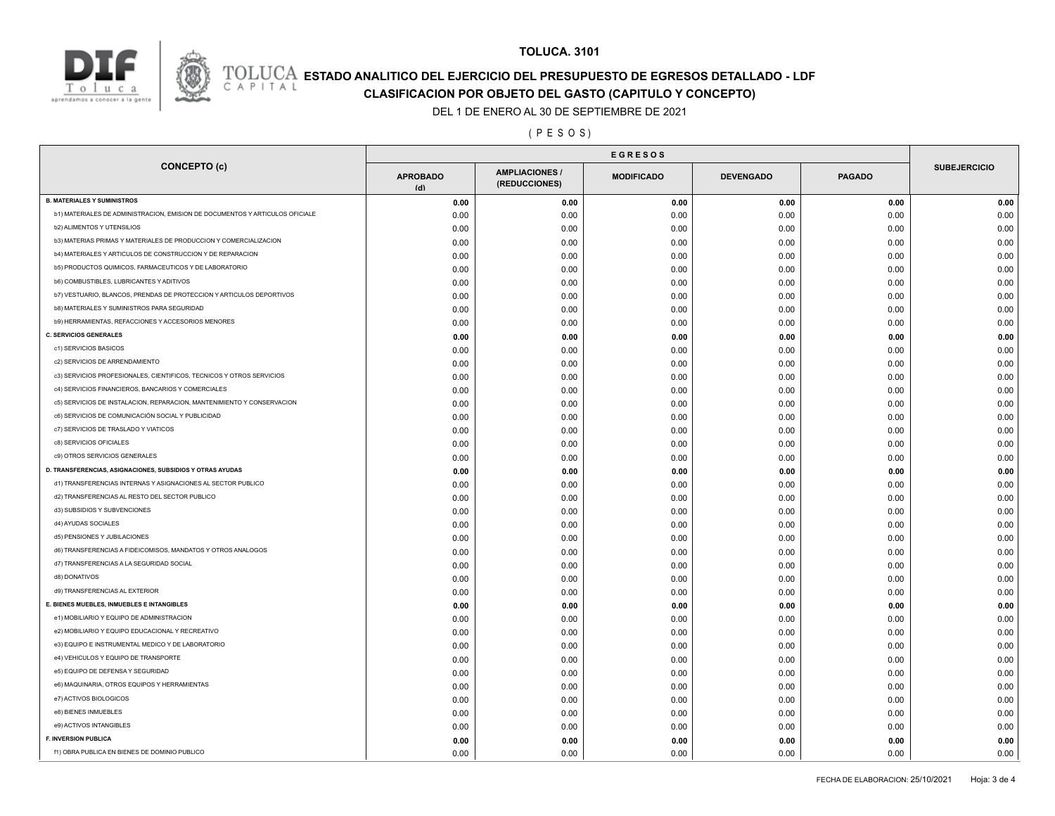**TOLUCA. 3101**

**ESTADO ANALITICO DEL EJERCICIO DEL PRESUPUESTO DE EGRESOS DETALLADO - LDF**

**CLASIFICACION POR OBJETO DEL GASTO (CAPITULO Y CONCEPTO)**

DEL 1 DE ENERO AL 30 DE SEPTIEMBRE DE 2021

( P E S O S )

| CONCEPTO (c) | EGRESOS | | | | | SUBEJERCICIO |
|---|---|---|---|---|---|---|
| | APROBADO (d) | AMPLIACIONES / (REDUCCIONES) | MODIFICADO | DEVENGADO | PAGADO | |
| **B. MATERIALES Y SUMINISTROS** | **0.00** | **0.00** | **0.00** | **0.00** | **0.00** | **0.00** |
| b1) MATERIALES DE ADMINISTRACION, EMISION DE DOCUMENTOS Y ARTICULOS OFICIALE | 0.00 | 0.00 | 0.00 | 0.00 | 0.00 | 0.00 |
| b2) ALIMENTOS Y UTENSILIOS | 0.00 | 0.00 | 0.00 | 0.00 | 0.00 | 0.00 |
| b3) MATERIAS PRIMAS Y MATERIALES DE PRODUCCION Y COMERCIALIZACION | 0.00 | 0.00 | 0.00 | 0.00 | 0.00 | 0.00 |
| b4) MATERIALES Y ARTICULOS DE CONSTRUCCION Y DE REPARACION | 0.00 | 0.00 | 0.00 | 0.00 | 0.00 | 0.00 |
| b5) PRODUCTOS QUIMICOS, FARMACEUTICOS Y DE LABORATORIO | 0.00 | 0.00 | 0.00 | 0.00 | 0.00 | 0.00 |
| b6) COMBUSTIBLES, LUBRICANTES Y ADITIVOS | 0.00 | 0.00 | 0.00 | 0.00 | 0.00 | 0.00 |
| b7) VESTUARIO, BLANCOS, PRENDAS DE PROTECCION Y ARTICULOS DEPORTIVOS | 0.00 | 0.00 | 0.00 | 0.00 | 0.00 | 0.00 |
| b8) MATERIALES Y SUMINISTROS PARA SEGURIDAD | 0.00 | 0.00 | 0.00 | 0.00 | 0.00 | 0.00 |
| b9) HERRAMIENTAS, REFACCIONES Y ACCESORIOS MENORES | 0.00 | 0.00 | 0.00 | 0.00 | 0.00 | 0.00 |
| **C. SERVICIOS GENERALES** | **0.00** | **0.00** | **0.00** | **0.00** | **0.00** | **0.00** |
| c1) SERVICIOS BASICOS | 0.00 | 0.00 | 0.00 | 0.00 | 0.00 | 0.00 |
| c2) SERVICIOS DE ARRENDAMIENTO | 0.00 | 0.00 | 0.00 | 0.00 | 0.00 | 0.00 |
| c3) SERVICIOS PROFESIONALES, CIENTIFICOS, TECNICOS Y OTROS SERVICIOS | 0.00 | 0.00 | 0.00 | 0.00 | 0.00 | 0.00 |
| c4) SERVICIOS FINANCIEROS, BANCARIOS Y COMERCIALES | 0.00 | 0.00 | 0.00 | 0.00 | 0.00 | 0.00 |
| c5) SERVICIOS DE INSTALACION, REPARACION, MANTENIMIENTO Y CONSERVACION | 0.00 | 0.00 | 0.00 | 0.00 | 0.00 | 0.00 |
| c6) SERVICIOS DE COMUNICACIÓN SOCIAL Y PUBLICIDAD | 0.00 | 0.00 | 0.00 | 0.00 | 0.00 | 0.00 |
| c7) SERVICIOS DE TRASLADO Y VIATICOS | 0.00 | 0.00 | 0.00 | 0.00 | 0.00 | 0.00 |
| c8) SERVICIOS OFICIALES | 0.00 | 0.00 | 0.00 | 0.00 | 0.00 | 0.00 |
| c9) OTROS SERVICIOS GENERALES | 0.00 | 0.00 | 0.00 | 0.00 | 0.00 | 0.00 |
| **D. TRANSFERENCIAS, ASIGNACIONES, SUBSIDIOS Y OTRAS AYUDAS** | **0.00** | **0.00** | **0.00** | **0.00** | **0.00** | **0.00** |
| d1) TRANSFERENCIAS INTERNAS Y ASIGNACIONES AL SECTOR PUBLICO | 0.00 | 0.00 | 0.00 | 0.00 | 0.00 | 0.00 |
| d2) TRANSFERENCIAS AL RESTO DEL SECTOR PUBLICO | 0.00 | 0.00 | 0.00 | 0.00 | 0.00 | 0.00 |
| d3) SUBSIDIOS Y SUBVENCIONES | 0.00 | 0.00 | 0.00 | 0.00 | 0.00 | 0.00 |
| d4) AYUDAS SOCIALES | 0.00 | 0.00 | 0.00 | 0.00 | 0.00 | 0.00 |
| d5) PENSIONES Y JUBILACIONES | 0.00 | 0.00 | 0.00 | 0.00 | 0.00 | 0.00 |
| d6) TRANSFERENCIAS A FIDEICOMISOS, MANDATOS Y OTROS ANALOGOS | 0.00 | 0.00 | 0.00 | 0.00 | 0.00 | 0.00 |
| d7) TRANSFERENCIAS A LA SEGURIDAD SOCIAL | 0.00 | 0.00 | 0.00 | 0.00 | 0.00 | 0.00 |
| d8) DONATIVOS | 0.00 | 0.00 | 0.00 | 0.00 | 0.00 | 0.00 |
| d9) TRANSFERENCIAS AL EXTERIOR | 0.00 | 0.00 | 0.00 | 0.00 | 0.00 | 0.00 |
| **E. BIENES MUEBLES, INMUEBLES E INTANGIBLES** | **0.00** | **0.00** | **0.00** | **0.00** | **0.00** | **0.00** |
| e1) MOBILIARIO Y EQUIPO DE ADMINISTRACION | 0.00 | 0.00 | 0.00 | 0.00 | 0.00 | 0.00 |
| e2) MOBILIARIO Y EQUIPO EDUCACIONAL Y RECREATIVO | 0.00 | 0.00 | 0.00 | 0.00 | 0.00 | 0.00 |
| e3) EQUIPO E INSTRUMENTAL MEDICO Y DE LABORATORIO | 0.00 | 0.00 | 0.00 | 0.00 | 0.00 | 0.00 |
| e4) VEHICULOS Y EQUIPO DE TRANSPORTE | 0.00 | 0.00 | 0.00 | 0.00 | 0.00 | 0.00 |
| e5) EQUIPO DE DEFENSA Y SEGURIDAD | 0.00 | 0.00 | 0.00 | 0.00 | 0.00 | 0.00 |
| e6) MAQUINARIA, OTROS EQUIPOS Y HERRAMIENTAS | 0.00 | 0.00 | 0.00 | 0.00 | 0.00 | 0.00 |
| e7) ACTIVOS BIOLOGICOS | 0.00 | 0.00 | 0.00 | 0.00 | 0.00 | 0.00 |
| e8) BIENES INMUEBLES | 0.00 | 0.00 | 0.00 | 0.00 | 0.00 | 0.00 |
| e9) ACTIVOS INTANGIBLES | 0.00 | 0.00 | 0.00 | 0.00 | 0.00 | 0.00 |
| **F. INVERSION PUBLICA** | **0.00** | **0.00** | **0.00** | **0.00** | **0.00** | **0.00** |
| f1) OBRA PUBLICA EN BIENES DE DOMINIO PUBLICO | 0.00 | 0.00 | 0.00 | 0.00 | 0.00 | 0.00 |

FECHA DE ELABORACION: 25/10/2021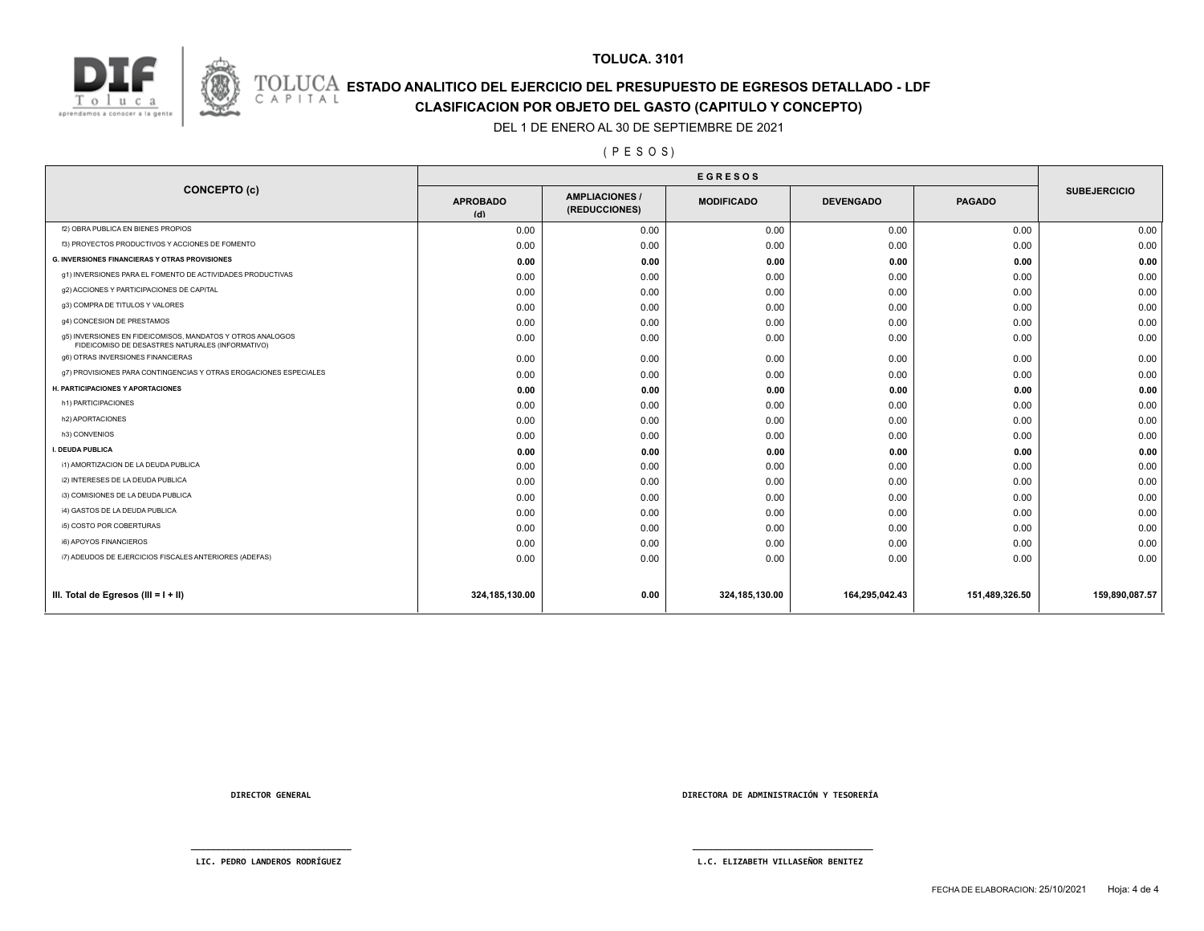TOLUCA. 3101

# ESTADO ANALITICO DEL EJERCICIO DEL PRESUPUESTO DE EGRESOS DETALLADO - LDF

## CLASIFICACION POR OBJETO DEL GASTO (CAPITULO Y CONCEPTO)

DEL 1 DE ENERO AL 30 DE SEPTIEMBRE DE 2021

( P E S O S )

| CONCEPTO (c) | EGRESOS | | | | | SUBEJERCICIO |
|---|---|---|---|---|---|---|
| | APROBADO (d) | AMPLIACIONES / (REDUCCIONES) | MODIFICADO | DEVENGADO | PAGADO | |
| f2) OBRA PUBLICA EN BIENES PROPIOS | 0.00 | 0.00 | 0.00 | 0.00 | 0.00 | 0.00 |
| f3) PROYECTOS PRODUCTIVOS Y ACCIONES DE FOMENTO | 0.00 | 0.00 | 0.00 | 0.00 | 0.00 | 0.00 |
| **G. INVERSIONES FINANCIERAS Y OTRAS PROVISIONES** | **0.00** | **0.00** | **0.00** | **0.00** | **0.00** | **0.00** |
| g1) INVERSIONES PARA EL FOMENTO DE ACTIVIDADES PRODUCTIVAS | 0.00 | 0.00 | 0.00 | 0.00 | 0.00 | 0.00 |
| g2) ACCIONES Y PARTICIPACIONES DE CAPITAL | 0.00 | 0.00 | 0.00 | 0.00 | 0.00 | 0.00 |
| g3) COMPRA DE TITULOS Y VALORES | 0.00 | 0.00 | 0.00 | 0.00 | 0.00 | 0.00 |
| g4) CONCESION DE PRESTAMOS | 0.00 | 0.00 | 0.00 | 0.00 | 0.00 | 0.00 |
| g5) INVERSIONES EN FIDEICOMISOS, MANDATOS Y OTROS ANALOGOS FIDEICOMISO DE DESASTRES NATURALES (INFORMATIVO) | 0.00 | 0.00 | 0.00 | 0.00 | 0.00 | 0.00 |
| g6) OTRAS INVERSIONES FINANCIERAS | 0.00 | 0.00 | 0.00 | 0.00 | 0.00 | 0.00 |
| g7) PROVISIONES PARA CONTINGENCIAS Y OTRAS EROGACIONES ESPECIALES | 0.00 | 0.00 | 0.00 | 0.00 | 0.00 | 0.00 |
| **H. PARTICIPACIONES Y APORTACIONES** | **0.00** | **0.00** | **0.00** | **0.00** | **0.00** | **0.00** |
| h1) PARTICIPACIONES | 0.00 | 0.00 | 0.00 | 0.00 | 0.00 | 0.00 |
| h2) APORTACIONES | 0.00 | 0.00 | 0.00 | 0.00 | 0.00 | 0.00 |
| h3) CONVENIOS | 0.00 | 0.00 | 0.00 | 0.00 | 0.00 | 0.00 |
| **I. DEUDA PUBLICA** | **0.00** | **0.00** | **0.00** | **0.00** | **0.00** | **0.00** |
| i1) AMORTIZACION DE LA DEUDA PUBLICA | 0.00 | 0.00 | 0.00 | 0.00 | 0.00 | 0.00 |
| i2) INTERESES DE LA DEUDA PUBLICA | 0.00 | 0.00 | 0.00 | 0.00 | 0.00 | 0.00 |
| i3) COMISIONES DE LA DEUDA PUBLICA | 0.00 | 0.00 | 0.00 | 0.00 | 0.00 | 0.00 |
| i4) GASTOS DE LA DEUDA PUBLICA | 0.00 | 0.00 | 0.00 | 0.00 | 0.00 | 0.00 |
| i5) COSTO POR COBERTURAS | 0.00 | 0.00 | 0.00 | 0.00 | 0.00 | 0.00 |
| i6) APOYOS FINANCIEROS | 0.00 | 0.00 | 0.00 | 0.00 | 0.00 | 0.00 |
| i7) ADEUDOS DE EJERCICIOS FISCALES ANTERIORES (ADEFAS) | 0.00 | 0.00 | 0.00 | 0.00 | 0.00 | 0.00 |
| **III. Total de Egresos (III = I + II)** | **324,185,130.00** | **0.00** | **324,185,130.00** | **164,295,042.43** | **151,489,326.50** | **159,890,087.57** |

**DIRECTOR GENERAL**

**LIC. PEDRO LANDEROS RODRÍGUEZ**

**DIRECTORA DE ADMINISTRACIÓN Y TESORERÍA**

**L.C. ELIZABETH VILLASEÑOR BENITEZ**

FECHA DE ELABORACION: 25/10/2021